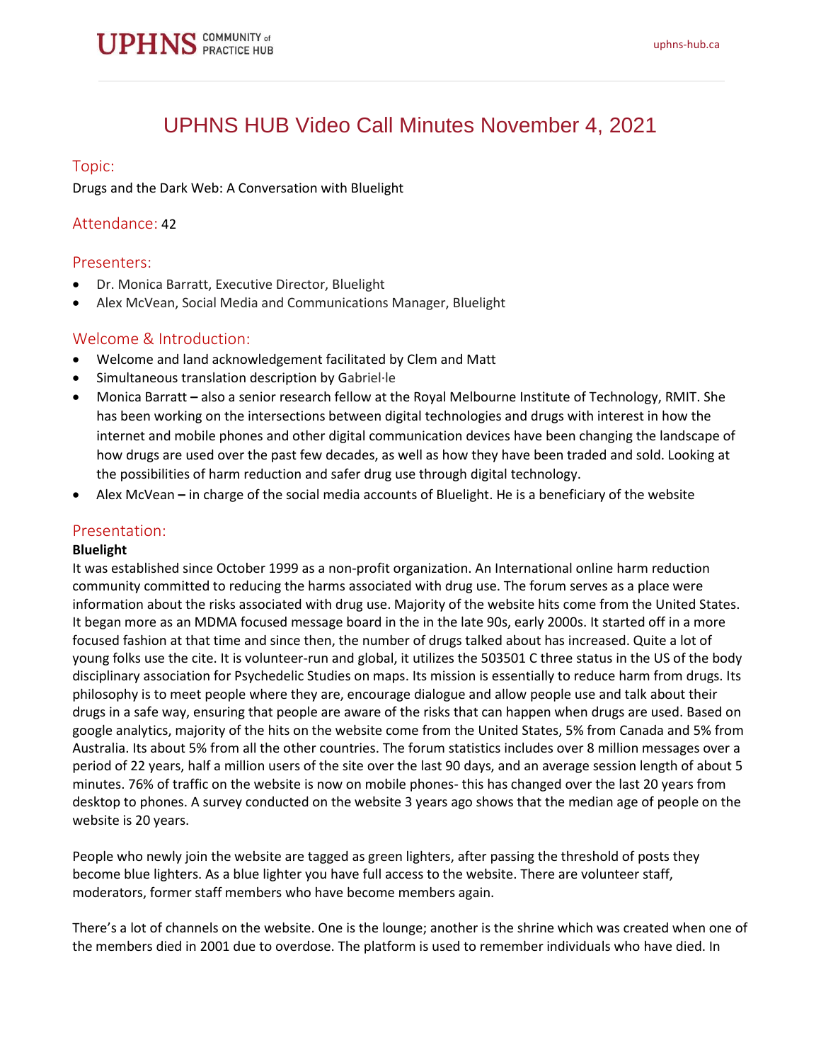# UPHNS HUB Video Call Minutes November 4, 2021

## Topic:

Drugs and the Dark Web: A Conversation with Bluelight

## Attendance: 42

## Presenters:

- Dr. Monica Barratt, Executive Director, Bluelight
- Alex McVean, Social Media and Communications Manager, Bluelight

## Welcome & Introduction:

- Welcome and land acknowledgement facilitated by Clem and Matt
- Simultaneous translation description by Gabriel·le
- Monica Barratt **–** also a senior research fellow at the Royal Melbourne Institute of Technology, RMIT. She has been working on the intersections between digital technologies and drugs with interest in how the internet and mobile phones and other digital communication devices have been changing the landscape of how drugs are used over the past few decades, as well as how they have been traded and sold. Looking at the possibilities of harm reduction and safer drug use through digital technology.
- Alex McVean **–** in charge of the social media accounts of Bluelight. He is a beneficiary of the website

## Presentation:

**Bluelight**

It was established since October 1999 as a non-profit organization. An International online harm reduction community committed to reducing the harms associated with drug use. The forum serves as a place were information about the risks associated with drug use. Majority of the website hits come from the United States. It began more as an MDMA focused message board in the in the late 90s, early 2000s. It started off in a more focused fashion at that time and since then, the number of drugs talked about has increased. Quite a lot of young folks use the cite. It is volunteer-run and global, it utilizes the 503501 C three status in the US of the body disciplinary association for Psychedelic Studies on maps. Its mission is essentially to reduce harm from drugs. Its philosophy is to meet people where they are, encourage dialogue and allow people use and talk about their drugs in a safe way, ensuring that people are aware of the risks that can happen when drugs are used. Based on google analytics, majority of the hits on the website come from the United States, 5% from Canada and 5% from Australia. Its about 5% from all the other countries. The forum statistics includes over 8 million messages over a period of 22 years, half a million users of the site over the last 90 days, and an average session length of about 5 minutes. 76% of traffic on the website is now on mobile phones- this has changed over the last 20 years from desktop to phones. A survey conducted on the website 3 years ago shows that the median age of people on the website is 20 years.

People who newly join the website are tagged as green lighters, after passing the threshold of posts they become blue lighters. As a blue lighter you have full access to the website. There are volunteer staff, moderators, former staff members who have become members again.

There's a lot of channels on the website. One is the lounge; another is the shrine which was created when one of the members died in 2001 due to overdose. The platform is used to remember individuals who have died. In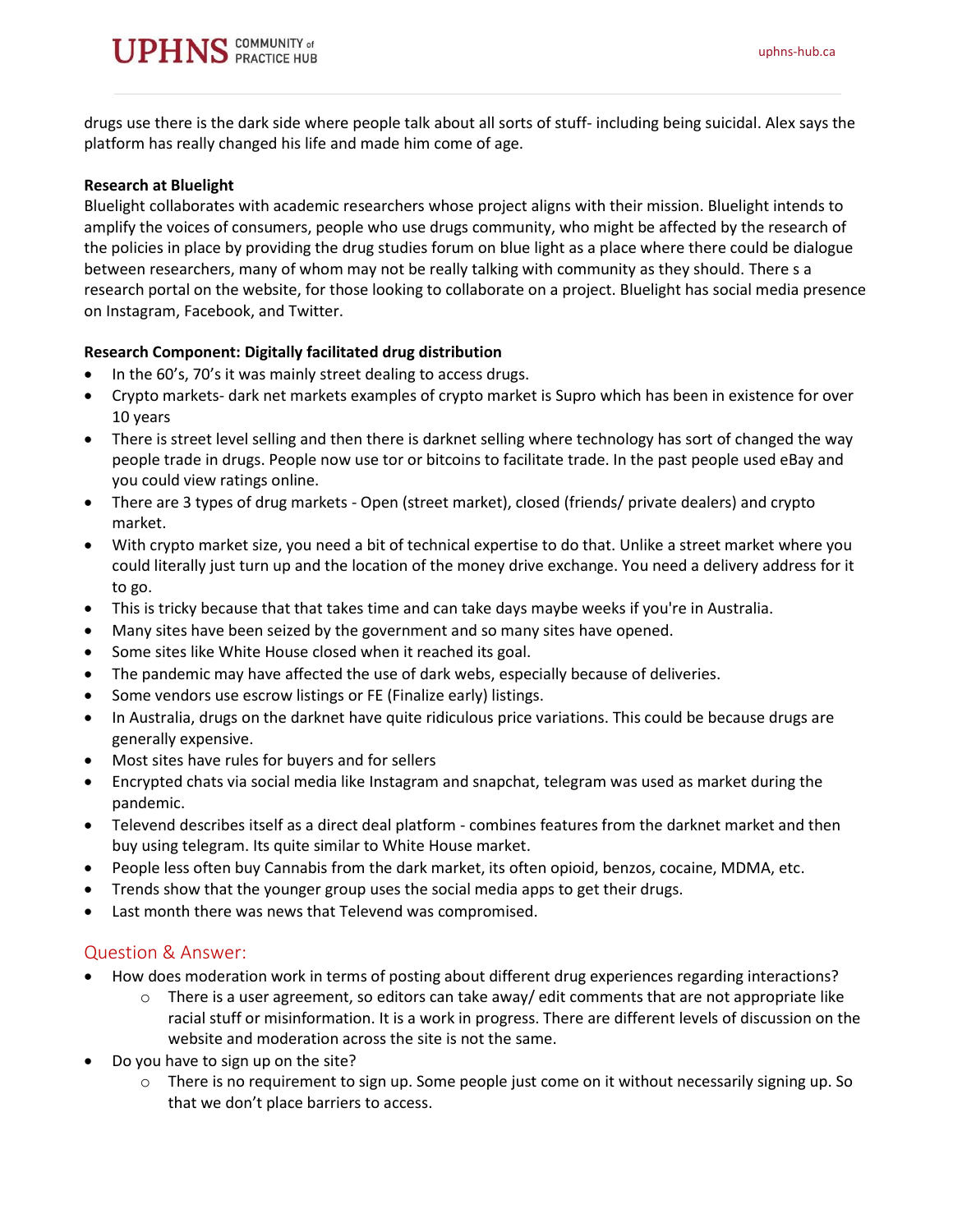drugs use there is the dark side where people talk about all sorts of stuff- including being suicidal. Alex says the platform has really changed his life and made him come of age.

**Research at Bluelight**
Bluelight collaborates with academic researchers whose project aligns with their mission. Bluelight intends to amplify the voices of consumers, people who use drugs community, who might be affected by the research of the policies in place by providing the drug studies forum on blue light as a place where there could be dialogue between researchers, many of whom may not be really talking with community as they should. There s a research portal on the website, for those looking to collaborate on a project. Bluelight has social media presence on Instagram, Facebook, and Twitter.

**Research Component: Digitally facilitated drug distribution**

- In the 60's, 70's it was mainly street dealing to access drugs.
- Crypto markets- dark net markets examples of crypto market is Supro which has been in existence for over 10 years
- There is street level selling and then there is darknet selling where technology has sort of changed the way people trade in drugs. People now use tor or bitcoins to facilitate trade. In the past people used eBay and you could view ratings online.
- There are 3 types of drug markets - Open (street market), closed (friends/ private dealers) and crypto market.
- With crypto market size, you need a bit of technical expertise to do that. Unlike a street market where you could literally just turn up and the location of the money drive exchange. You need a delivery address for it to go.
- This is tricky because that that takes time and can take days maybe weeks if you're in Australia.
- Many sites have been seized by the government and so many sites have opened.
- Some sites like White House closed when it reached its goal.
- The pandemic may have affected the use of dark webs, especially because of deliveries.
- Some vendors use escrow listings or FE (Finalize early) listings.
- In Australia, drugs on the darknet have quite ridiculous price variations. This could be because drugs are generally expensive.
- Most sites have rules for buyers and for sellers
- Encrypted chats via social media like Instagram and snapchat, telegram was used as market during the pandemic.
- Televend describes itself as a direct deal platform - combines features from the darknet market and then buy using telegram. Its quite similar to White House market.
- People less often buy Cannabis from the dark market, its often opioid, benzos, cocaine, MDMA, etc.
- Trends show that the younger group uses the social media apps to get their drugs.
- Last month there was news that Televend was compromised.

## Question & Answer:

- How does moderation work in terms of posting about different drug experiences regarding interactions?
  - There is a user agreement, so editors can take away/ edit comments that are not appropriate like racial stuff or misinformation. It is a work in progress. There are different levels of discussion on the website and moderation across the site is not the same.
- Do you have to sign up on the site?
  - There is no requirement to sign up. Some people just come on it without necessarily signing up. So that we don't place barriers to access.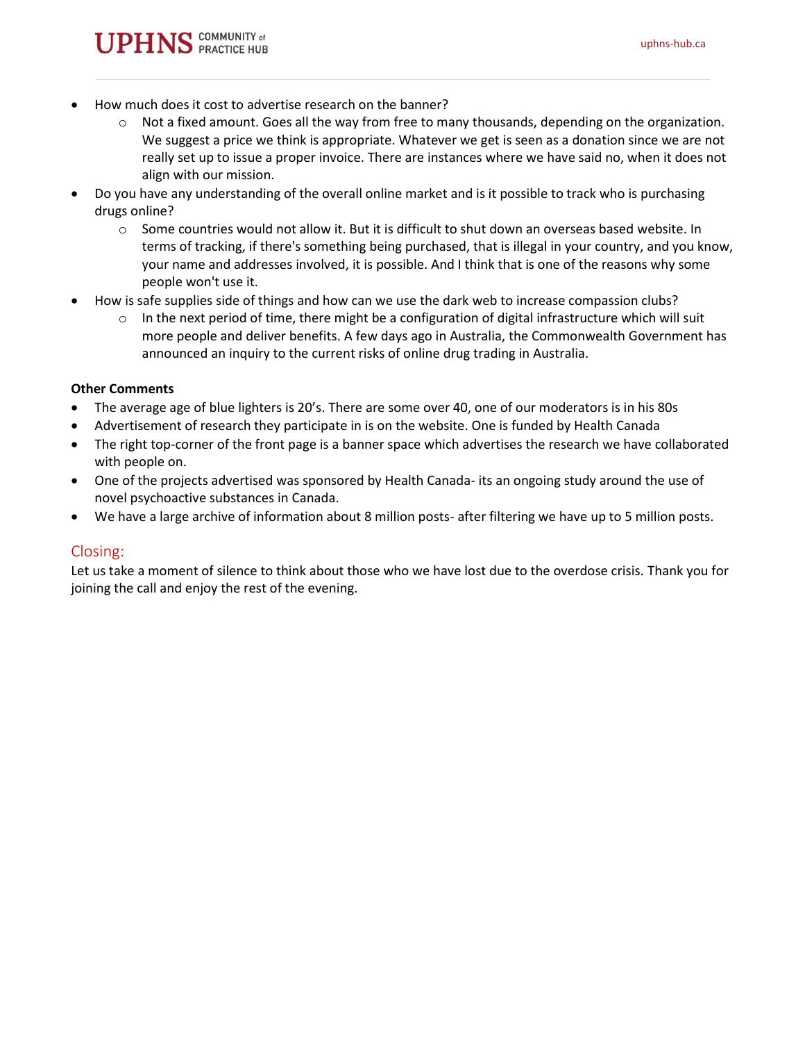- How much does it cost to advertise research on the banner?
    - Not a fixed amount. Goes all the way from free to many thousands, depending on the organization. We suggest a price we think is appropriate. Whatever we get is seen as a donation since we are not really set up to issue a proper invoice. There are instances where we have said no, when it does not align with our mission.
- Do you have any understanding of the overall online market and is it possible to track who is purchasing drugs online?
    - Some countries would not allow it. But it is difficult to shut down an overseas based website. In terms of tracking, if there's something being purchased, that is illegal in your country, and you know, your name and addresses involved, it is possible. And I think that is one of the reasons why some people won't use it.
- How is safe supplies side of things and how can we use the dark web to increase compassion clubs?
    - In the next period of time, there might be a configuration of digital infrastructure which will suit more people and deliver benefits. A few days ago in Australia, the Commonwealth Government has announced an inquiry to the current risks of online drug trading in Australia.

**Other Comments**

- The average age of blue lighters is 20's. There are some over 40, one of our moderators is in his 80s
- Advertisement of research they participate in is on the website. One is funded by Health Canada
- The right top-corner of the front page is a banner space which advertises the research we have collaborated with people on.
- One of the projects advertised was sponsored by Health Canada- its an ongoing study around the use of novel psychoactive substances in Canada.
- We have a large archive of information about 8 million posts- after filtering we have up to 5 million posts.

## Closing:

Let us take a moment of silence to think about those who we have lost due to the overdose crisis. Thank you for joining the call and enjoy the rest of the evening.